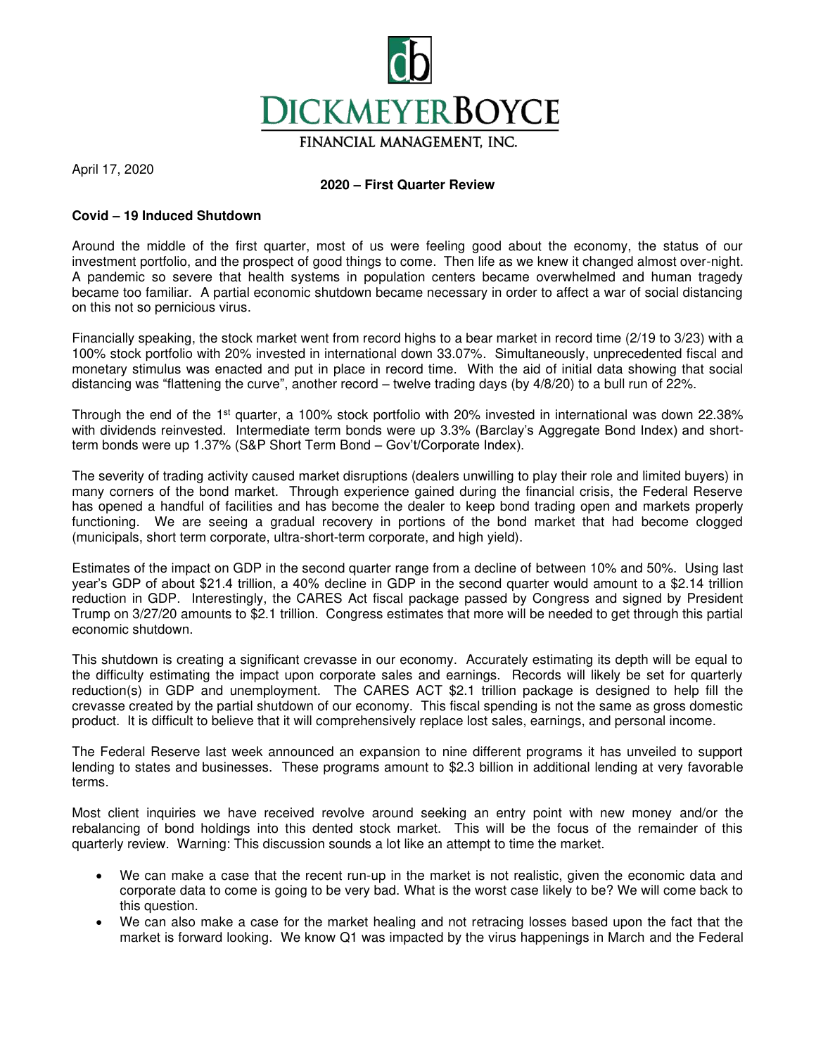# DICKMEYERBOYCE

FINANCIAL MANAGEMENT, INC.

April 17, 2020

**2020 – First Quarter Review**

**Covid – 19 Induced Shutdown**

Around the middle of the first quarter, most of us were feeling good about the economy, the status of our investment portfolio, and the prospect of good things to come. Then life as we knew it changed almost over-night. A pandemic so severe that health systems in population centers became overwhelmed and human tragedy became too familiar. A partial economic shutdown became necessary in order to affect a war of social distancing on this not so pernicious virus.

Financially speaking, the stock market went from record highs to a bear market in record time (2/19 to 3/23) with a 100% stock portfolio with 20% invested in international down 33.07%. Simultaneously, unprecedented fiscal and monetary stimulus was enacted and put in place in record time. With the aid of initial data showing that social distancing was "flattening the curve", another record – twelve trading days (by 4/8/20) to a bull run of 22%.

Through the end of the 1st quarter, a 100% stock portfolio with 20% invested in international was down 22.38% with dividends reinvested. Intermediate term bonds were up 3.3% (Barclay's Aggregate Bond Index) and short-term bonds were up 1.37% (S&P Short Term Bond – Gov't/Corporate Index).

The severity of trading activity caused market disruptions (dealers unwilling to play their role and limited buyers) in many corners of the bond market. Through experience gained during the financial crisis, the Federal Reserve has opened a handful of facilities and has become the dealer to keep bond trading open and markets properly functioning. We are seeing a gradual recovery in portions of the bond market that had become clogged (municipals, short term corporate, ultra-short-term corporate, and high yield).

Estimates of the impact on GDP in the second quarter range from a decline of between 10% and 50%. Using last year's GDP of about $21.4 trillion, a 40% decline in GDP in the second quarter would amount to a $2.14 trillion reduction in GDP. Interestingly, the CARES Act fiscal package passed by Congress and signed by President Trump on 3/27/20 amounts to $2.1 trillion. Congress estimates that more will be needed to get through this partial economic shutdown.

This shutdown is creating a significant crevasse in our economy. Accurately estimating its depth will be equal to the difficulty estimating the impact upon corporate sales and earnings. Records will likely be set for quarterly reduction(s) in GDP and unemployment. The CARES ACT $2.1 trillion package is designed to help fill the crevasse created by the partial shutdown of our economy. This fiscal spending is not the same as gross domestic product. It is difficult to believe that it will comprehensively replace lost sales, earnings, and personal income.

The Federal Reserve last week announced an expansion to nine different programs it has unveiled to support lending to states and businesses. These programs amount to $2.3 billion in additional lending at very favorable terms.

Most client inquiries we have received revolve around seeking an entry point with new money and/or the rebalancing of bond holdings into this dented stock market. This will be the focus of the remainder of this quarterly review. Warning: This discussion sounds a lot like an attempt to time the market.

- We can make a case that the recent run-up in the market is not realistic, given the economic data and corporate data to come is going to be very bad. What is the worst case likely to be? We will come back to this question.
- We can also make a case for the market healing and not retracing losses based upon the fact that the market is forward looking. We know Q1 was impacted by the virus happenings in March and the Federal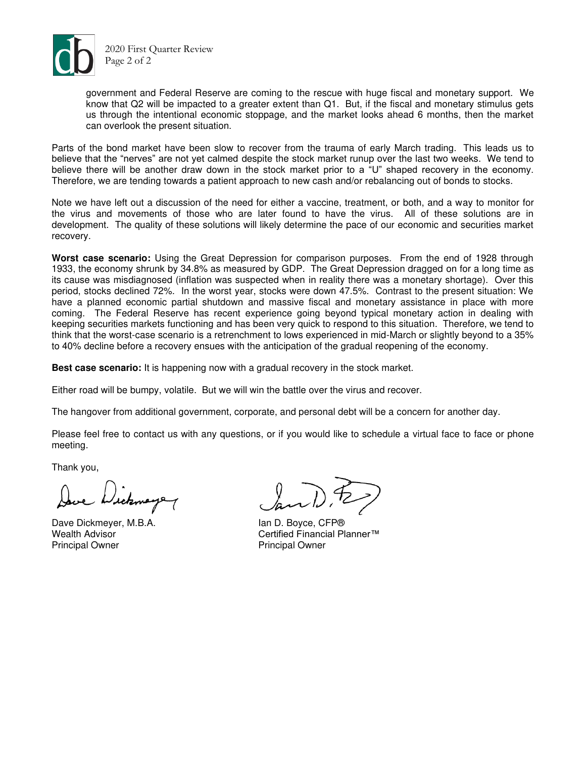government and Federal Reserve are coming to the rescue with huge fiscal and monetary support. We know that Q2 will be impacted to a greater extent than Q1. But, if the fiscal and monetary stimulus gets us through the intentional economic stoppage, and the market looks ahead 6 months, then the market can overlook the present situation.

Parts of the bond market have been slow to recover from the trauma of early March trading. This leads us to believe that the "nerves" are not yet calmed despite the stock market runup over the last two weeks. We tend to believe there will be another draw down in the stock market prior to a "U" shaped recovery in the economy. Therefore, we are tending towards a patient approach to new cash and/or rebalancing out of bonds to stocks.

Note we have left out a discussion of the need for either a vaccine, treatment, or both, and a way to monitor for the virus and movements of those who are later found to have the virus. All of these solutions are in development. The quality of these solutions will likely determine the pace of our economic and securities market recovery.

**Worst case scenario:** Using the Great Depression for comparison purposes. From the end of 1928 through 1933, the economy shrunk by 34.8% as measured by GDP. The Great Depression dragged on for a long time as its cause was misdiagnosed (inflation was suspected when in reality there was a monetary shortage). Over this period, stocks declined 72%. In the worst year, stocks were down 47.5%. Contrast to the present situation: We have a planned economic partial shutdown and massive fiscal and monetary assistance in place with more coming. The Federal Reserve has recent experience going beyond typical monetary action in dealing with keeping securities markets functioning and has been very quick to respond to this situation. Therefore, we tend to think that the worst-case scenario is a retrenchment to lows experienced in mid-March or slightly beyond to a 35% to 40% decline before a recovery ensues with the anticipation of the gradual reopening of the economy.

**Best case scenario:** It is happening now with a gradual recovery in the stock market.

Either road will be bumpy, volatile. But we will win the battle over the virus and recover.

The hangover from additional government, corporate, and personal debt will be a concern for another day.

Please feel free to contact us with any questions, or if you would like to schedule a virtual face to face or phone meeting.

Thank you,

Dave Dickmeyer, M.B.A.
Wealth Advisor
Principal Owner

Ian D. Boyce, CFP®
Certified Financial Planner™
Principal Owner